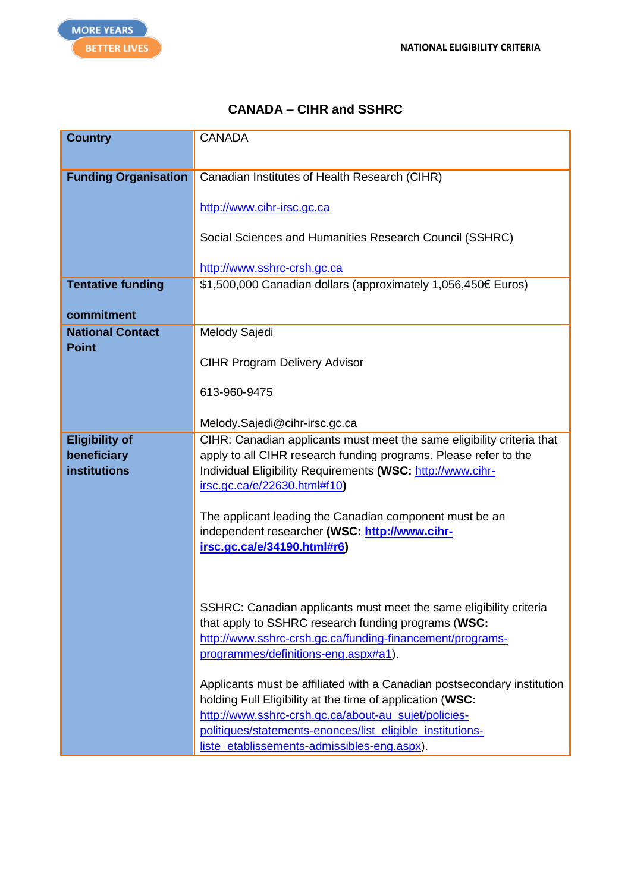# CANADA – CIHR and SSHRC

| Country | CANADA |
|---|---|
| **Funding Organisation** | Canadian Institutes of Health Research (CIHR)<br><br>http://www.cihr-irsc.gc.ca<br><br>Social Sciences and Humanities Research Council (SSHRC)<br><br>http://www.sshrc-crsh.gc.ca |
| **Tentative funding commitment** | $1,500,000 Canadian dollars (approximately 1,056,450€ Euros) |
| **National Contact Point** | Melody Sajedi<br><br>CIHR Program Delivery Advisor<br><br>613-960-9475<br><br>Melody.Sajedi@cihr-irsc.gc.ca |
| **Eligibility of beneficiary institutions** | CIHR: Canadian applicants must meet the same eligibility criteria that apply to all CIHR research funding programs. Please refer to the Individual Eligibility Requirements **(WSC:** http://www.cihr-irsc.gc.ca/e/22630.html#f10**)**<br><br>The applicant leading the Canadian component must be an independent researcher **(WSC: http://www.cihr-irsc.gc.ca/e/34190.html#r6)**<br><br>SSHRC: Canadian applicants must meet the same eligibility criteria that apply to SSHRC research funding programs (**WSC:** http://www.sshrc-crsh.gc.ca/funding-financement/programs-programmes/definitions-eng.aspx#a1).<br><br>Applicants must be affiliated with a Canadian postsecondary institution holding Full Eligibility at the time of application (**WSC:** http://www.sshrc-crsh.gc.ca/about-au_sujet/policies-politiques/statements-enonces/list_eligible_institutions-liste_etablissements-admissibles-eng.aspx). |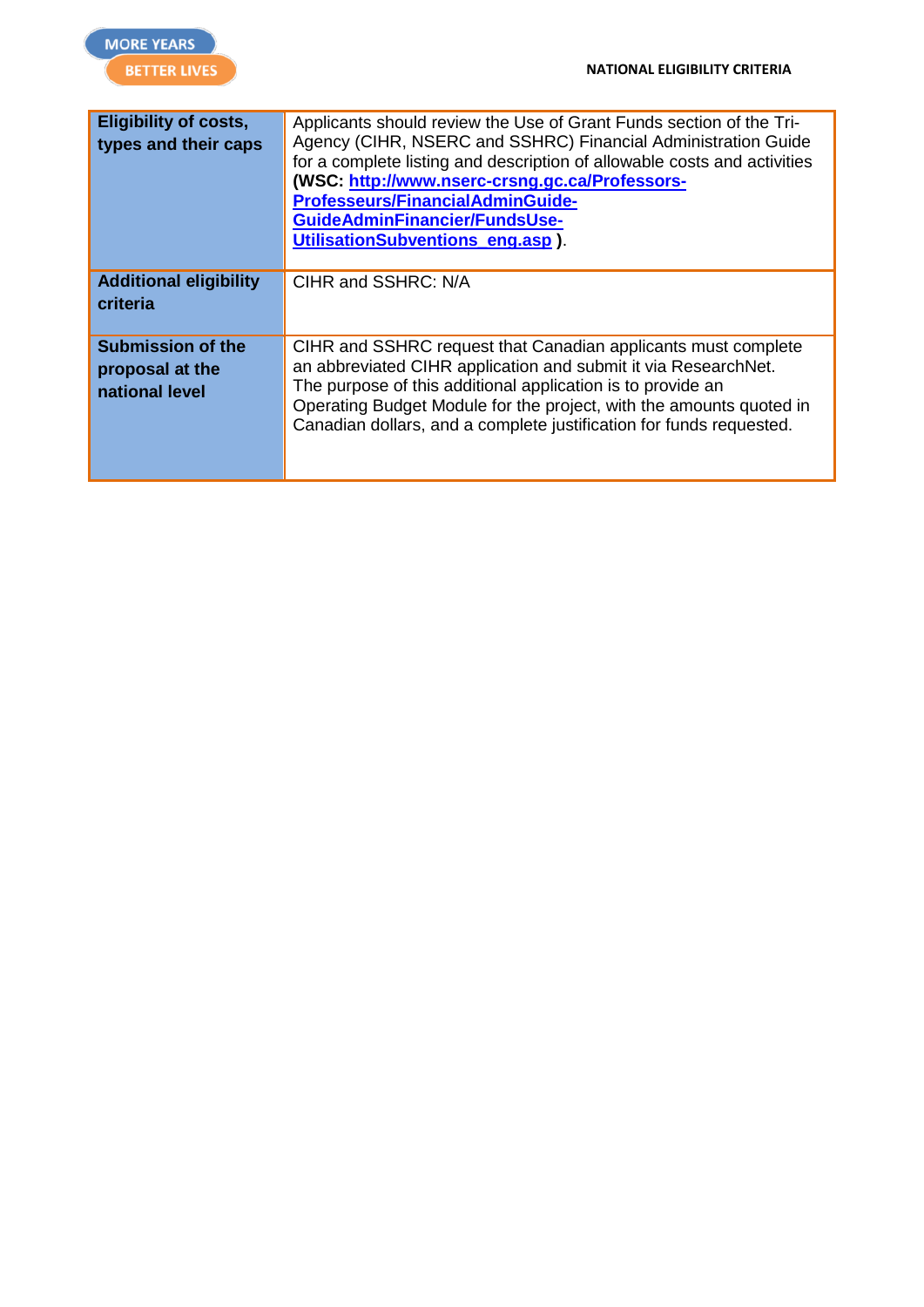| | |
|---|---|
| **Eligibility of costs, types and their caps** | Applicants should review the Use of Grant Funds section of the Tri-Agency (CIHR, NSERC and SSHRC) Financial Administration Guide for a complete listing and description of allowable costs and activities **(WSC: [http://www.nserc-crsng.gc.ca/Professors-Professeurs/FinancialAdminGuide-GuideAdminFinancier/FundsUse-UtilisationSubventions_eng.asp](http://www.nserc-crsng.gc.ca/Professors-Professeurs/FinancialAdminGuide-GuideAdminFinancier/FundsUse-UtilisationSubventions_eng.asp) )**. |
| **Additional eligibility criteria** | CIHR and SSHRC: N/A |
| **Submission of the proposal at the national level** | CIHR and SSHRC request that Canadian applicants must complete an abbreviated CIHR application and submit it via ResearchNet. The purpose of this additional application is to provide an Operating Budget Module for the project, with the amounts quoted in Canadian dollars, and a complete justification for funds requested. |